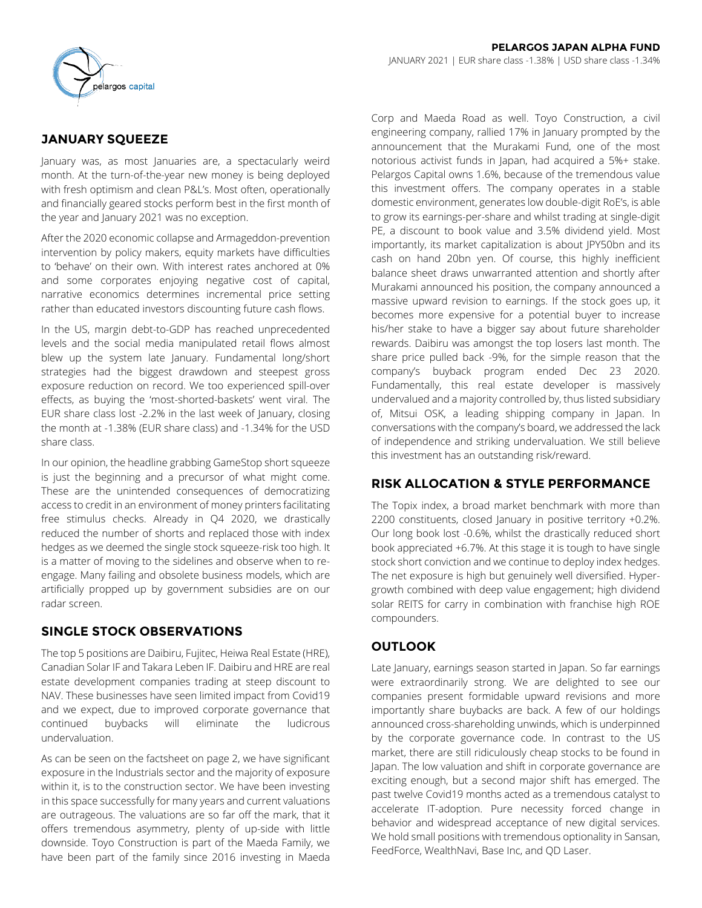# PELARGOS JAPAN ALPHA FUND

JANUARY 2021 | EUR share class -1.38% | USD share class -1.34%

## JANUARY SQUEEZE

January was, as most Januaries are, a spectacularly weird month. At the turn-of-the-year new money is being deployed with fresh optimism and clean P&L's. Most often, operationally and financially geared stocks perform best in the first month of the year and January 2021 was no exception.

After the 2020 economic collapse and Armageddon-prevention intervention by policy makers, equity markets have difficulties to 'behave' on their own. With interest rates anchored at 0% and some corporates enjoying negative cost of capital, narrative economics determines incremental price setting rather than educated investors discounting future cash flows.

In the US, margin debt-to-GDP has reached unprecedented levels and the social media manipulated retail flows almost blew up the system late January. Fundamental long/short strategies had the biggest drawdown and steepest gross exposure reduction on record. We too experienced spill-over effects, as buying the 'most-shorted-baskets' went viral. The EUR share class lost -2.2% in the last week of January, closing the month at -1.38% (EUR share class) and -1.34% for the USD share class.

In our opinion, the headline grabbing GameStop short squeeze is just the beginning and a precursor of what might come. These are the unintended consequences of democratizing access to credit in an environment of money printers facilitating free stimulus checks. Already in Q4 2020, we drastically reduced the number of shorts and replaced those with index hedges as we deemed the single stock squeeze-risk too high. It is a matter of moving to the sidelines and observe when to re-engage. Many failing and obsolete business models, which are artificially propped up by government subsidies are on our radar screen.

## SINGLE STOCK OBSERVATIONS

The top 5 positions are Daibiru, Fujitec, Heiwa Real Estate (HRE), Canadian Solar IF and Takara Leben IF. Daibiru and HRE are real estate development companies trading at steep discount to NAV. These businesses have seen limited impact from Covid19 and we expect, due to improved corporate governance that continued buybacks will eliminate the ludicrous undervaluation.

As can be seen on the factsheet on page 2, we have significant exposure in the Industrials sector and the majority of exposure within it, is to the construction sector. We have been investing in this space successfully for many years and current valuations are outrageous. The valuations are so far off the mark, that it offers tremendous asymmetry, plenty of up-side with little downside. Toyo Construction is part of the Maeda Family, we have been part of the family since 2016 investing in Maeda Corp and Maeda Road as well. Toyo Construction, a civil engineering company, rallied 17% in January prompted by the announcement that the Murakami Fund, one of the most notorious activist funds in Japan, had acquired a 5%+ stake. Pelargos Capital owns 1.6%, because of the tremendous value this investment offers. The company operates in a stable domestic environment, generates low double-digit RoE's, is able to grow its earnings-per-share and whilst trading at single-digit PE, a discount to book value and 3.5% dividend yield. Most importantly, its market capitalization is about JPY50bn and its cash on hand 20bn yen. Of course, this highly inefficient balance sheet draws unwarranted attention and shortly after Murakami announced his position, the company announced a massive upward revision to earnings. If the stock goes up, it becomes more expensive for a potential buyer to increase his/her stake to have a bigger say about future shareholder rewards. Daibiru was amongst the top losers last month. The share price pulled back -9%, for the simple reason that the company's buyback program ended Dec 23 2020. Fundamentally, this real estate developer is massively undervalued and a majority controlled by, thus listed subsidiary of, Mitsui OSK, a leading shipping company in Japan. In conversations with the company's board, we addressed the lack of independence and striking undervaluation. We still believe this investment has an outstanding risk/reward.

## RISK ALLOCATION & STYLE PERFORMANCE

The Topix index, a broad market benchmark with more than 2200 constituents, closed January in positive territory +0.2%. Our long book lost -0.6%, whilst the drastically reduced short book appreciated +6.7%. At this stage it is tough to have single stock short conviction and we continue to deploy index hedges. The net exposure is high but genuinely well diversified. Hyper-growth combined with deep value engagement; high dividend solar REITS for carry in combination with franchise high ROE compounders.

## OUTLOOK

Late January, earnings season started in Japan. So far earnings were extraordinarily strong. We are delighted to see our companies present formidable upward revisions and more importantly share buybacks are back. A few of our holdings announced cross-shareholding unwinds, which is underpinned by the corporate governance code. In contrast to the US market, there are still ridiculously cheap stocks to be found in Japan. The low valuation and shift in corporate governance are exciting enough, but a second major shift has emerged. The past twelve Covid19 months acted as a tremendous catalyst to accelerate IT-adoption. Pure necessity forced change in behavior and widespread acceptance of new digital services. We hold small positions with tremendous optionality in Sansan, FeedForce, WealthNavi, Base Inc, and QD Laser.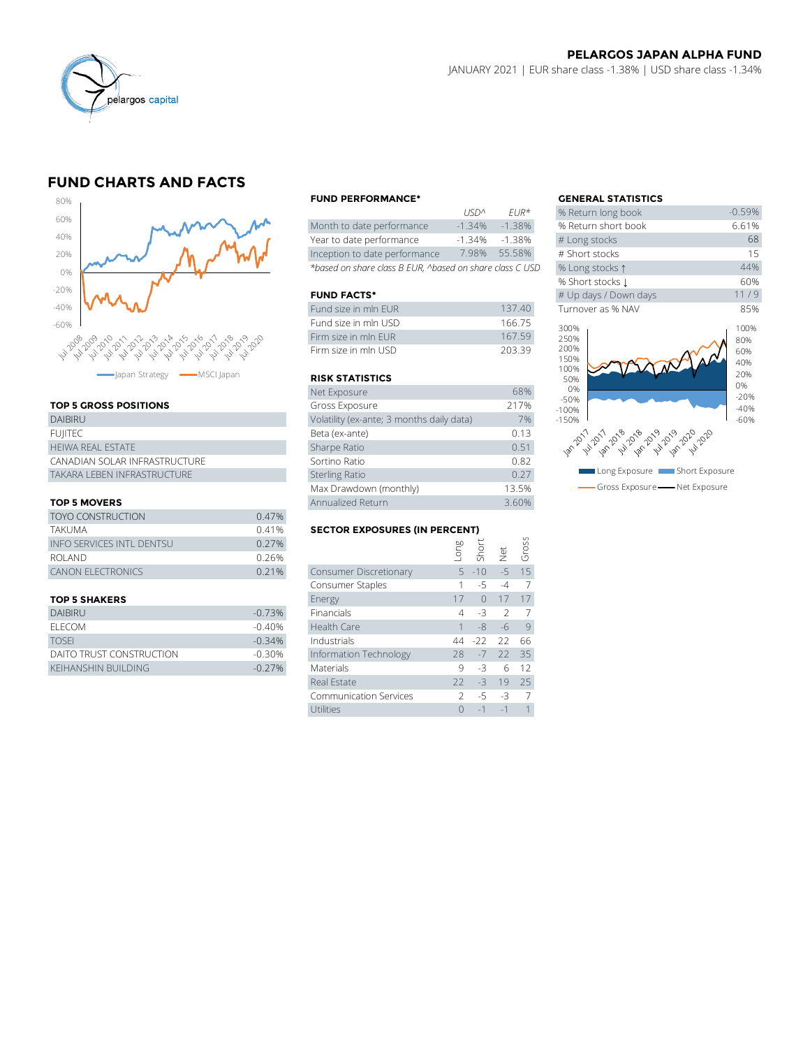**PELARGOS JAPAN ALPHA FUND**

JANUARY 2021 | EUR share class -1.38% | USD share class -1.34%

## FUND CHARTS AND FACTS

Japan Strategy — MSCI Japan

### TOP 5 GROSS POSITIONS

| |
|---|
| DAIBIRU |
| FUJITEC |
| HEIWA REAL ESTATE |
| CANADIAN SOLAR INFRASTRUCTURE |
| TAKARA LEBEN INFRASTRUCTURE |

### TOP 5 MOVERS

| | |
|---|---|
| TOYO CONSTRUCTION | 0.47% |
| TAKUMA | 0.41% |
| INFO SERVICES INTL DENTSU | 0.27% |
| ROLAND | 0.26% |
| CANON ELECTRONICS | 0.21% |

### TOP 5 SHAKERS

| | |
|---|---|
| DAIBIRU | -0.73% |
| ELECOM | -0.40% |
| TOSEI | -0.34% |
| DAITO TRUST CONSTRUCTION | -0.30% |
| KEIHANSHIN BUILDING | -0.27% |

### FUND PERFORMANCE*

| | USD^ | EUR* |
|---|---|---|
| Month to date performance | -1.34% | -1.38% |
| Year to date performance | -1.34% | -1.38% |
| Inception to date performance | 7.98% | 55.58% |

*based on share class B EUR, ^based on share class C USD

### FUND FACTS*

| | |
|---|---|
| Fund size in mln EUR | 137.40 |
| Fund size in mln USD | 166.75 |
| Firm size in mln EUR | 167.59 |
| Firm size in mln USD | 203.39 |

### RISK STATISTICS

| | |
|---|---|
| Net Exposure | 68% |
| Gross Exposure | 217% |
| Volatility (ex-ante; 3 months daily data) | 7% |
| Beta (ex-ante) | 0.13 |
| Sharpe Ratio | 0.51 |
| Sortino Ratio | 0.82 |
| Sterling Ratio | 0.27 |
| Max Drawdown (monthly) | 13.5% |
| Annualized Return | 3.60% |

### SECTOR EXPOSURES (IN PERCENT)

| | Long | Short | Net | Gross |
|---|---|---|---|---|
| Consumer Discretionary | 5 | -10 | -5 | 15 |
| Consumer Staples | 1 | -5 | -4 | 7 |
| Energy | 17 | 0 | 17 | 17 |
| Financials | 4 | -3 | 2 | 7 |
| Health Care | 1 | -8 | -6 | 9 |
| Industrials | 44 | -22 | 22 | 66 |
| Information Technology | 28 | -7 | 22 | 35 |
| Materials | 9 | -3 | 6 | 12 |
| Real Estate | 22 | -3 | 19 | 25 |
| Communication Services | 2 | -5 | -3 | 7 |
| Utilities | 0 | -1 | -1 | 1 |

### GENERAL STATISTICS

| | |
|---|---|
| % Return long book | -0.59% |
| % Return short book | 6.61% |
| # Long stocks | 68 |
| # Short stocks | 15 |
| % Long stocks ↑ | 44% |
| % Short stocks ↓ | 60% |
| # Up days / Down days | 11 / 9 |
| Turnover as % NAV | 85% |

Long Exposure — Short Exposure — Gross Exposure — Net Exposure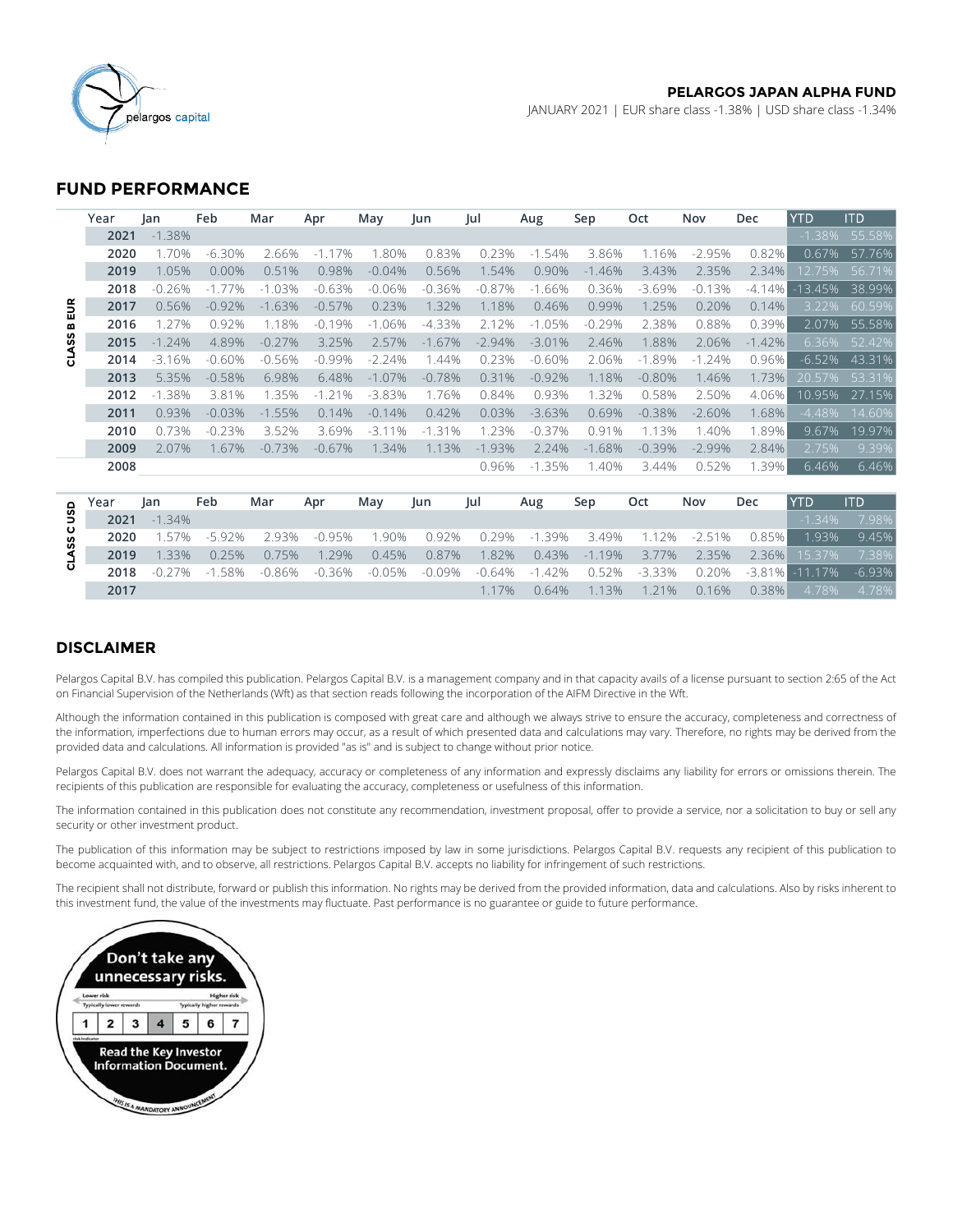**PELARGOS JAPAN ALPHA FUND**

JANUARY 2021 | EUR share class -1.38% | USD share class -1.34%

## FUND PERFORMANCE

| | Year | Jan | Feb | Mar | Apr | May | Jun | Jul | Aug | Sep | Oct | Nov | Dec | YTD | ITD |
|---|---|---|---|---|---|---|---|---|---|---|---|---|---|---|---|
| CLASS B EUR | 2021 | -1.38% | | | | | | | | | | | | -1.38% | 55.58% |
| | 2020 | 1.70% | -6.30% | 2.66% | -1.17% | 1.80% | 0.83% | 0.23% | -1.54% | 3.86% | 1.16% | -2.95% | 0.82% | 0.67% | 57.76% |
| | 2019 | 1.05% | 0.00% | 0.51% | 0.98% | -0.04% | 0.56% | 1.54% | 0.90% | -1.46% | 3.43% | 2.35% | 2.34% | 12.75% | 56.71% |
| | 2018 | -0.26% | -1.77% | -1.03% | -0.63% | -0.06% | -0.36% | -0.87% | -1.66% | 0.36% | -3.69% | -0.13% | -4.14% | -13.45% | 38.99% |
| | 2017 | 0.56% | -0.92% | -1.63% | -0.57% | 0.23% | 1.32% | 1.18% | 0.46% | 0.99% | 1.25% | 0.20% | 0.14% | 3.22% | 60.59% |
| | 2016 | 1.27% | 0.92% | 1.18% | -0.19% | -1.06% | -4.33% | 2.12% | -1.05% | -0.29% | 2.38% | 0.88% | 0.39% | 2.07% | 55.58% |
| | 2015 | -1.24% | 4.89% | -0.27% | 3.25% | 2.57% | -1.67% | -2.94% | -3.01% | 2.46% | 1.88% | 2.06% | -1.42% | 6.36% | 52.42% |
| | 2014 | -3.16% | -0.60% | -0.56% | -0.99% | -2.24% | 1.44% | 0.23% | -0.60% | 2.06% | -1.89% | -1.24% | 0.96% | -6.52% | 43.31% |
| | 2013 | 5.35% | -0.58% | 6.98% | 6.48% | -1.07% | -0.78% | 0.31% | -0.92% | 1.18% | -0.80% | 1.46% | 1.73% | 20.57% | 53.31% |
| | 2012 | -1.38% | 3.81% | 1.35% | -1.21% | -3.83% | 1.76% | 0.84% | 0.93% | 1.32% | 0.58% | 2.50% | 4.06% | 10.95% | 27.15% |
| | 2011 | 0.93% | -0.03% | -1.55% | 0.14% | -0.14% | 0.42% | 0.03% | -3.63% | 0.69% | -0.38% | -2.60% | 1.68% | -4.48% | 14.60% |
| | 2010 | 0.73% | -0.23% | 3.52% | 3.69% | -3.11% | -1.31% | 1.23% | -0.37% | 0.91% | 1.13% | 1.40% | 1.89% | 9.67% | 19.97% |
| | 2009 | 2.07% | 1.67% | -0.73% | -0.67% | 1.34% | 1.13% | -1.93% | 2.24% | -1.68% | -0.39% | -2.99% | 2.84% | 2.75% | 9.39% |
| | 2008 | | | | | | | 0.96% | -1.35% | 1.40% | 3.44% | 0.52% | 1.39% | 6.46% | 6.46% |

| | Year | Jan | Feb | Mar | Apr | May | Jun | Jul | Aug | Sep | Oct | Nov | Dec | YTD | ITD |
|---|---|---|---|---|---|---|---|---|---|---|---|---|---|---|---|
| CLASS C USD | 2021 | -1.34% | | | | | | | | | | | | -1.34% | 7.98% |
| | 2020 | 1.57% | -5.92% | 2.93% | -0.95% | 1.90% | 0.92% | 0.29% | -1.39% | 3.49% | 1.12% | -2.51% | 0.85% | 1.93% | 9.45% |
| | 2019 | 1.33% | 0.25% | 0.75% | 1.29% | 0.45% | 0.87% | 1.82% | 0.43% | -1.19% | 3.77% | 2.35% | 2.36% | 15.37% | 7.38% |
| | 2018 | -0.27% | -1.58% | -0.86% | -0.36% | -0.05% | -0.09% | -0.64% | -1.42% | 0.52% | -3.33% | 0.20% | -3.81% | -11.17% | -6.93% |
| | 2017 | | | | | | | 1.17% | 0.64% | 1.13% | 1.21% | 0.16% | 0.38% | 4.78% | 4.78% |

## DISCLAIMER

Pelargos Capital B.V. has compiled this publication. Pelargos Capital B.V. is a management company and in that capacity avails of a license pursuant to section 2:65 of the Act on Financial Supervision of the Netherlands (Wft) as that section reads following the incorporation of the AIFM Directive in the Wft.

Although the information contained in this publication is composed with great care and although we always strive to ensure the accuracy, completeness and correctness of the information, imperfections due to human errors may occur, as a result of which presented data and calculations may vary. Therefore, no rights may be derived from the provided data and calculations. All information is provided "as is" and is subject to change without prior notice.

Pelargos Capital B.V. does not warrant the adequacy, accuracy or completeness of any information and expressly disclaims any liability for errors or omissions therein. The recipients of this publication are responsible for evaluating the accuracy, completeness or usefulness of this information.

The information contained in this publication does not constitute any recommendation, investment proposal, offer to provide a service, nor a solicitation to buy or sell any security or other investment product.

The publication of this information may be subject to restrictions imposed by law in some jurisdictions. Pelargos Capital B.V. requests any recipient of this publication to become acquainted with, and to observe, all restrictions. Pelargos Capital B.V. accepts no liability for infringement of such restrictions.

The recipient shall not distribute, forward or publish this information. No rights may be derived from the provided information, data and calculations. Also by risks inherent to this investment fund, the value of the investments may fluctuate. Past performance is no guarantee or guide to future performance.

Don't take any unnecessary risks.

Lower risk — Higher risk

Typically lower rewards — Typically higher rewards

1 2 3 4 5 6 7

Read the Key Investor Information Document.

THIS IS A MANDATORY ANNOUNCEMENT